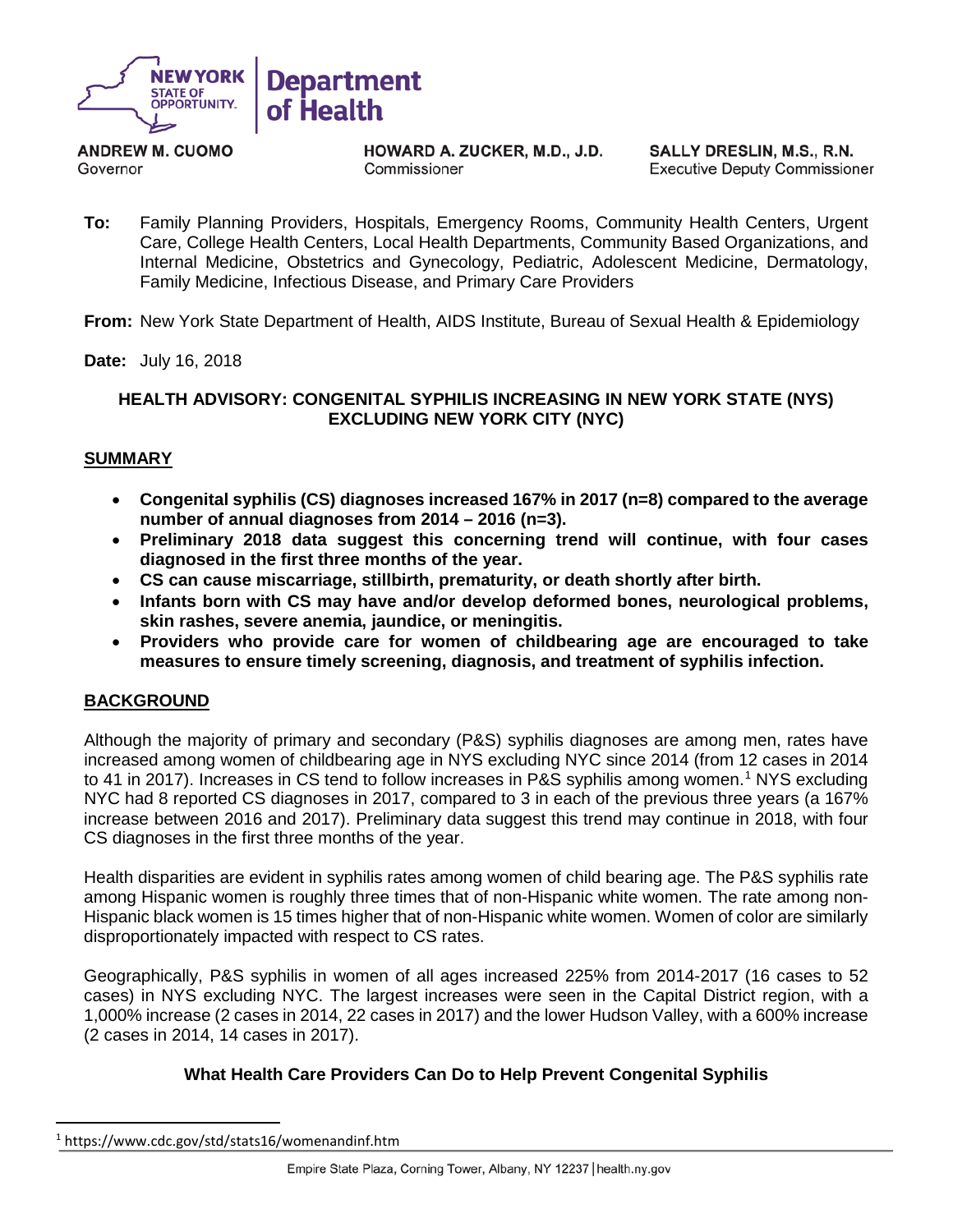**NEW YORK STATE OF OPPORTUNITY.** | **Department of Health**

**ANDREW M. CUOMO**
Governor

**HOWARD A. ZUCKER, M.D., J.D.**
Commissioner

**SALLY DRESLIN, M.S., R.N.**
Executive Deputy Commissioner

**To:** Family Planning Providers, Hospitals, Emergency Rooms, Community Health Centers, Urgent Care, College Health Centers, Local Health Departments, Community Based Organizations, and Internal Medicine, Obstetrics and Gynecology, Pediatric, Adolescent Medicine, Dermatology, Family Medicine, Infectious Disease, and Primary Care Providers

**From:** New York State Department of Health, AIDS Institute, Bureau of Sexual Health & Epidemiology

**Date:** July 16, 2018

## HEALTH ADVISORY: CONGENITAL SYPHILIS INCREASING IN NEW YORK STATE (NYS) EXCLUDING NEW YORK CITY (NYC)

## SUMMARY

- **Congenital syphilis (CS) diagnoses increased 167% in 2017 (n=8) compared to the average number of annual diagnoses from 2014 – 2016 (n=3).**
- **Preliminary 2018 data suggest this concerning trend will continue, with four cases diagnosed in the first three months of the year.**
- **CS can cause miscarriage, stillbirth, prematurity, or death shortly after birth.**
- **Infants born with CS may have and/or develop deformed bones, neurological problems, skin rashes, severe anemia, jaundice, or meningitis.**
- **Providers who provide care for women of childbearing age are encouraged to take measures to ensure timely screening, diagnosis, and treatment of syphilis infection.**

## BACKGROUND

Although the majority of primary and secondary (P&S) syphilis diagnoses are among men, rates have increased among women of childbearing age in NYS excluding NYC since 2014 (from 12 cases in 2014 to 41 in 2017). Increases in CS tend to follow increases in P&S syphilis among women.[1] NYS excluding NYC had 8 reported CS diagnoses in 2017, compared to 3 in each of the previous three years (a 167% increase between 2016 and 2017). Preliminary data suggest this trend may continue in 2018, with four CS diagnoses in the first three months of the year.

Health disparities are evident in syphilis rates among women of child bearing age. The P&S syphilis rate among Hispanic women is roughly three times that of non-Hispanic white women. The rate among non-Hispanic black women is 15 times higher that of non-Hispanic white women. Women of color are similarly disproportionately impacted with respect to CS rates.

Geographically, P&S syphilis in women of all ages increased 225% from 2014-2017 (16 cases to 52 cases) in NYS excluding NYC. The largest increases were seen in the Capital District region, with a 1,000% increase (2 cases in 2014, 22 cases in 2017) and the lower Hudson Valley, with a 600% increase (2 cases in 2014, 14 cases in 2017).

### What Health Care Providers Can Do to Help Prevent Congenital Syphilis

[1] https://www.cdc.gov/std/stats16/womenandinf.htm

Empire State Plaza, Corning Tower, Albany, NY 12237 | health.ny.gov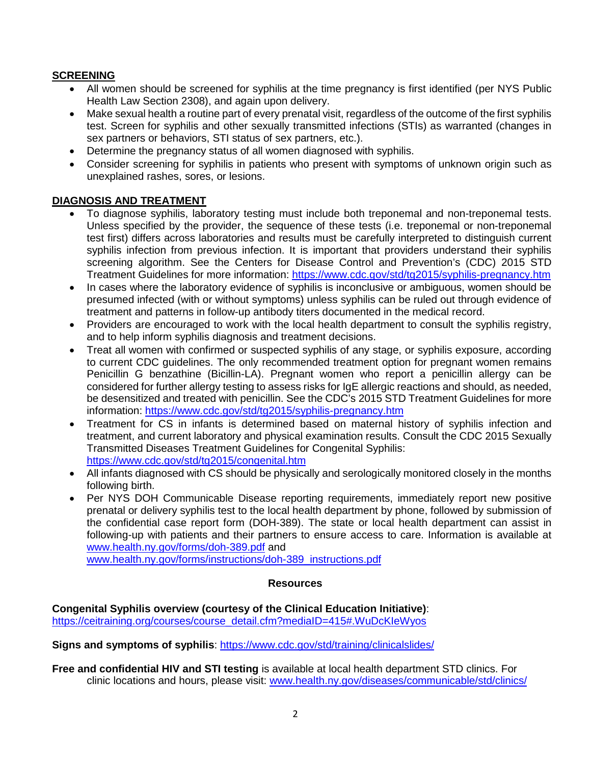## SCREENING

- All women should be screened for syphilis at the time pregnancy is first identified (per NYS Public Health Law Section 2308), and again upon delivery.
- Make sexual health a routine part of every prenatal visit, regardless of the outcome of the first syphilis test. Screen for syphilis and other sexually transmitted infections (STIs) as warranted (changes in sex partners or behaviors, STI status of sex partners, etc.).
- Determine the pregnancy status of all women diagnosed with syphilis.
- Consider screening for syphilis in patients who present with symptoms of unknown origin such as unexplained rashes, sores, or lesions.

## DIAGNOSIS AND TREATMENT

- To diagnose syphilis, laboratory testing must include both treponemal and non-treponemal tests. Unless specified by the provider, the sequence of these tests (i.e. treponemal or non-treponemal test first) differs across laboratories and results must be carefully interpreted to distinguish current syphilis infection from previous infection. It is important that providers understand their syphilis screening algorithm. See the Centers for Disease Control and Prevention's (CDC) 2015 STD Treatment Guidelines for more information: https://www.cdc.gov/std/tg2015/syphilis-pregnancy.htm
- In cases where the laboratory evidence of syphilis is inconclusive or ambiguous, women should be presumed infected (with or without symptoms) unless syphilis can be ruled out through evidence of treatment and patterns in follow-up antibody titers documented in the medical record.
- Providers are encouraged to work with the local health department to consult the syphilis registry, and to help inform syphilis diagnosis and treatment decisions.
- Treat all women with confirmed or suspected syphilis of any stage, or syphilis exposure, according to current CDC guidelines. The only recommended treatment option for pregnant women remains Penicillin G benzathine (Bicillin-LA). Pregnant women who report a penicillin allergy can be considered for further allergy testing to assess risks for IgE allergic reactions and should, as needed, be desensitized and treated with penicillin. See the CDC's 2015 STD Treatment Guidelines for more information: https://www.cdc.gov/std/tg2015/syphilis-pregnancy.htm
- Treatment for CS in infants is determined based on maternal history of syphilis infection and treatment, and current laboratory and physical examination results. Consult the CDC 2015 Sexually Transmitted Diseases Treatment Guidelines for Congenital Syphilis: https://www.cdc.gov/std/tg2015/congenital.htm
- All infants diagnosed with CS should be physically and serologically monitored closely in the months following birth.
- Per NYS DOH Communicable Disease reporting requirements, immediately report new positive prenatal or delivery syphilis test to the local health department by phone, followed by submission of the confidential case report form (DOH-389). The state or local health department can assist in following-up with patients and their partners to ensure access to care. Information is available at www.health.ny.gov/forms/doh-389.pdf and www.health.ny.gov/forms/instructions/doh-389_instructions.pdf

### Resources

**Congenital Syphilis overview (courtesy of the Clinical Education Initiative)**: https://ceitraining.org/courses/course_detail.cfm?mediaID=415#.WuDcKIeWyos

**Signs and symptoms of syphilis**: https://www.cdc.gov/std/training/clinicalslides/

**Free and confidential HIV and STI testing** is available at local health department STD clinics. For clinic locations and hours, please visit: www.health.ny.gov/diseases/communicable/std/clinics/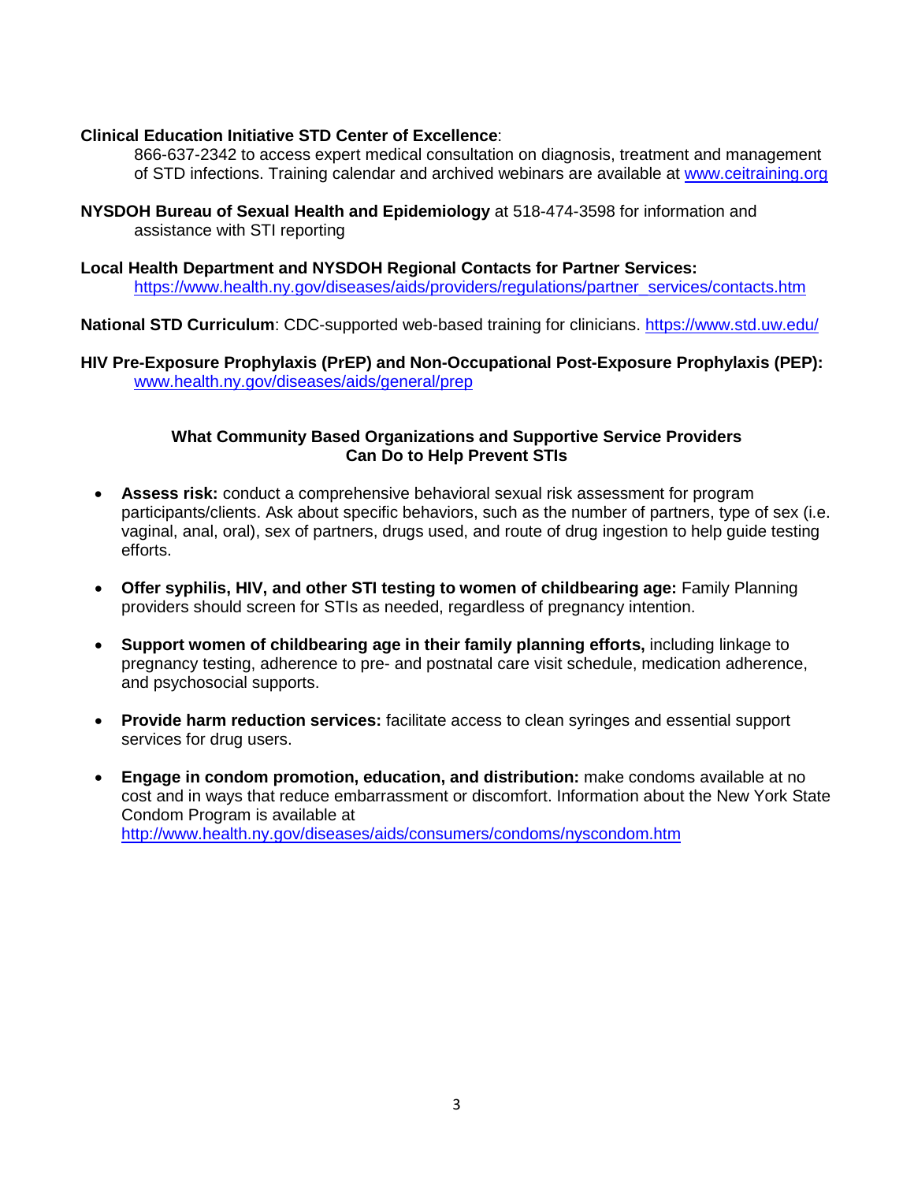**Clinical Education Initiative STD Center of Excellence**:

866-637-2342 to access expert medical consultation on diagnosis, treatment and management of STD infections. Training calendar and archived webinars are available at www.ceitraining.org

**NYSDOH Bureau of Sexual Health and Epidemiology** at 518-474-3598 for information and assistance with STI reporting

**Local Health Department and NYSDOH Regional Contacts for Partner Services:**

https://www.health.ny.gov/diseases/aids/providers/regulations/partner_services/contacts.htm

**National STD Curriculum**: CDC-supported web-based training for clinicians. https://www.std.uw.edu/

**HIV Pre-Exposure Prophylaxis (PrEP) and Non-Occupational Post-Exposure Prophylaxis (PEP):**

www.health.ny.gov/diseases/aids/general/prep

### What Community Based Organizations and Supportive Service Providers Can Do to Help Prevent STIs

- **Assess risk:** conduct a comprehensive behavioral sexual risk assessment for program participants/clients. Ask about specific behaviors, such as the number of partners, type of sex (i.e. vaginal, anal, oral), sex of partners, drugs used, and route of drug ingestion to help guide testing efforts.

- **Offer syphilis, HIV, and other STI testing to women of childbearing age:** Family Planning providers should screen for STIs as needed, regardless of pregnancy intention.

- **Support women of childbearing age in their family planning efforts,** including linkage to pregnancy testing, adherence to pre- and postnatal care visit schedule, medication adherence, and psychosocial supports.

- **Provide harm reduction services:** facilitate access to clean syringes and essential support services for drug users.

- **Engage in condom promotion, education, and distribution:** make condoms available at no cost and in ways that reduce embarrassment or discomfort. Information about the New York State Condom Program is available at http://www.health.ny.gov/diseases/aids/consumers/condoms/nyscondom.htm